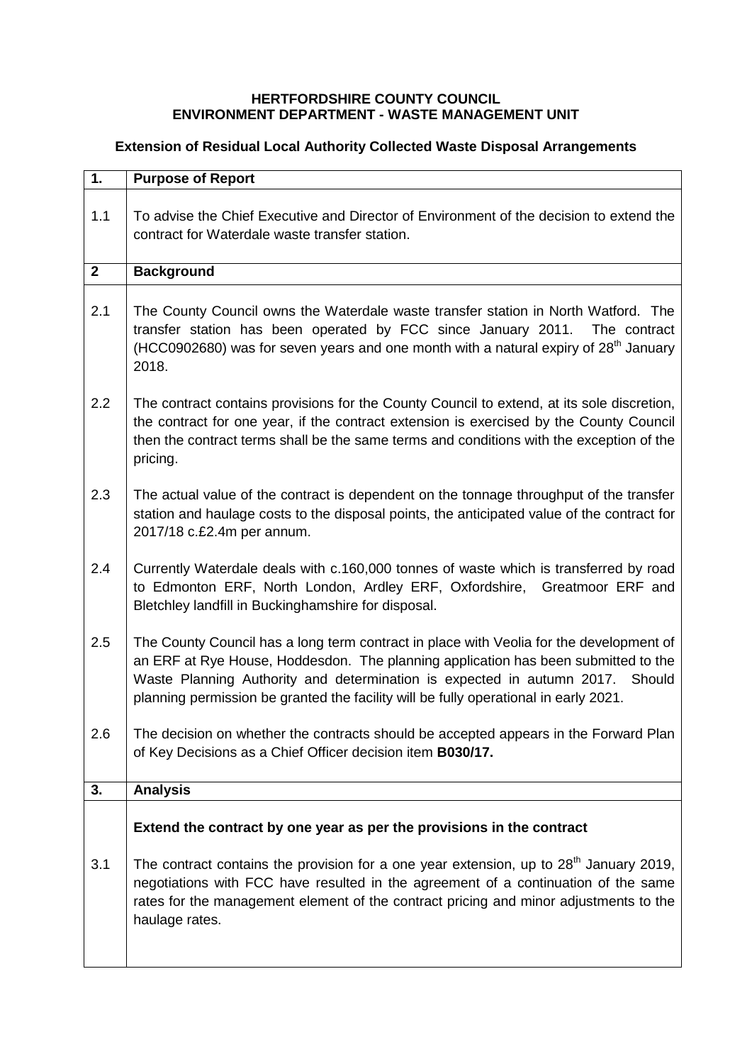**HERTFORDSHIRE COUNTY COUNCIL**
**ENVIRONMENT DEPARTMENT - WASTE MANAGEMENT UNIT**

**Extension of Residual Local Authority Collected Waste Disposal Arrangements**

| **1.** | **Purpose of Report** |
|---|---|
| 1.1 | To advise the Chief Executive and Director of Environment of the decision to extend the contract for Waterdale waste transfer station. |
| **2** | **Background** |
| 2.1 | The County Council owns the Waterdale waste transfer station in North Watford. The transfer station has been operated by FCC since January 2011. The contract (HCC0902680) was for seven years and one month with a natural expiry of 28th January 2018. |
| 2.2 | The contract contains provisions for the County Council to extend, at its sole discretion, the contract for one year, if the contract extension is exercised by the County Council then the contract terms shall be the same terms and conditions with the exception of the pricing. |
| 2.3 | The actual value of the contract is dependent on the tonnage throughput of the transfer station and haulage costs to the disposal points, the anticipated value of the contract for 2017/18 c.£2.4m per annum. |
| 2.4 | Currently Waterdale deals with c.160,000 tonnes of waste which is transferred by road to Edmonton ERF, North London, Ardley ERF, Oxfordshire, Greatmoor ERF and Bletchley landfill in Buckinghamshire for disposal. |
| 2.5 | The County Council has a long term contract in place with Veolia for the development of an ERF at Rye House, Hoddesdon. The planning application has been submitted to the Waste Planning Authority and determination is expected in autumn 2017. Should planning permission be granted the facility will be fully operational in early 2021. |
| 2.6 | The decision on whether the contracts should be accepted appears in the Forward Plan of Key Decisions as a Chief Officer decision item **B030/17.** |
| **3.** | **Analysis** |
| | **Extend the contract by one year as per the provisions in the contract** |
| 3.1 | The contract contains the provision for a one year extension, up to 28th January 2019, negotiations with FCC have resulted in the agreement of a continuation of the same rates for the management element of the contract pricing and minor adjustments to the haulage rates. |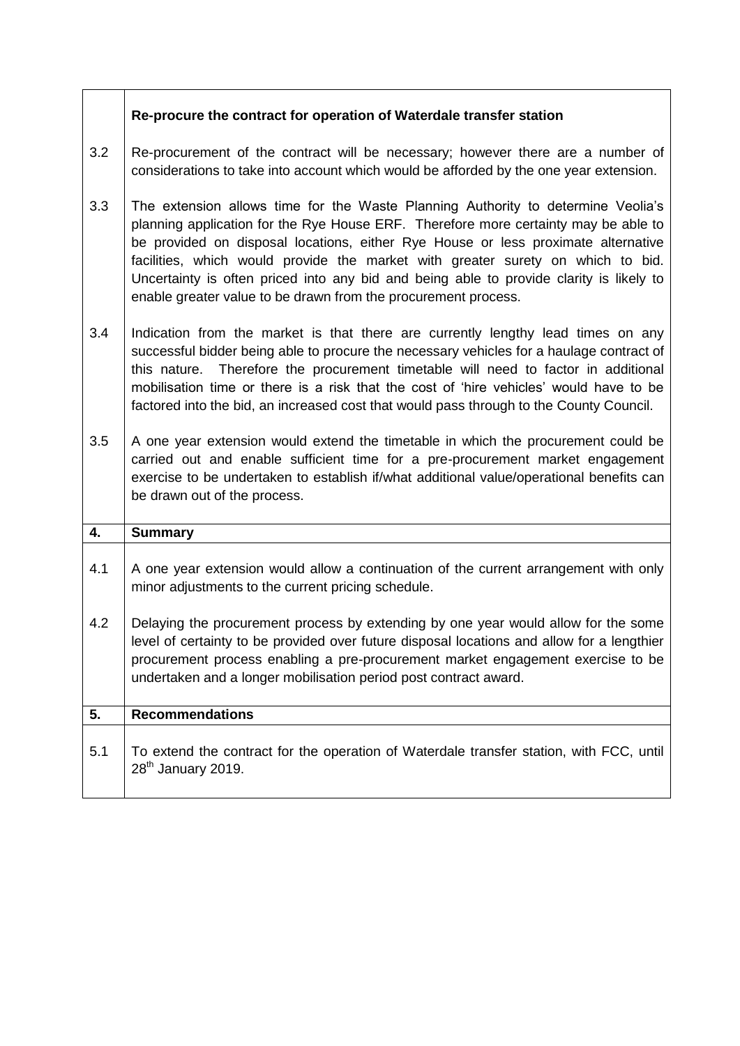**Re-procure the contract for operation of Waterdale transfer station**

3.2 Re-procurement of the contract will be necessary; however there are a number of considerations to take into account which would be afforded by the one year extension.

3.3 The extension allows time for the Waste Planning Authority to determine Veolia's planning application for the Rye House ERF. Therefore more certainty may be able to be provided on disposal locations, either Rye House or less proximate alternative facilities, which would provide the market with greater surety on which to bid. Uncertainty is often priced into any bid and being able to provide clarity is likely to enable greater value to be drawn from the procurement process.

3.4 Indication from the market is that there are currently lengthy lead times on any successful bidder being able to procure the necessary vehicles for a haulage contract of this nature. Therefore the procurement timetable will need to factor in additional mobilisation time or there is a risk that the cost of 'hire vehicles' would have to be factored into the bid, an increased cost that would pass through to the County Council.

3.5 A one year extension would extend the timetable in which the procurement could be carried out and enable sufficient time for a pre-procurement market engagement exercise to be undertaken to establish if/what additional value/operational benefits can be drawn out of the process.

## 4. Summary

4.1 A one year extension would allow a continuation of the current arrangement with only minor adjustments to the current pricing schedule.

4.2 Delaying the procurement process by extending by one year would allow for the some level of certainty to be provided over future disposal locations and allow for a lengthier procurement process enabling a pre-procurement market engagement exercise to be undertaken and a longer mobilisation period post contract award.

## 5. Recommendations

5.1 To extend the contract for the operation of Waterdale transfer station, with FCC, until 28th January 2019.